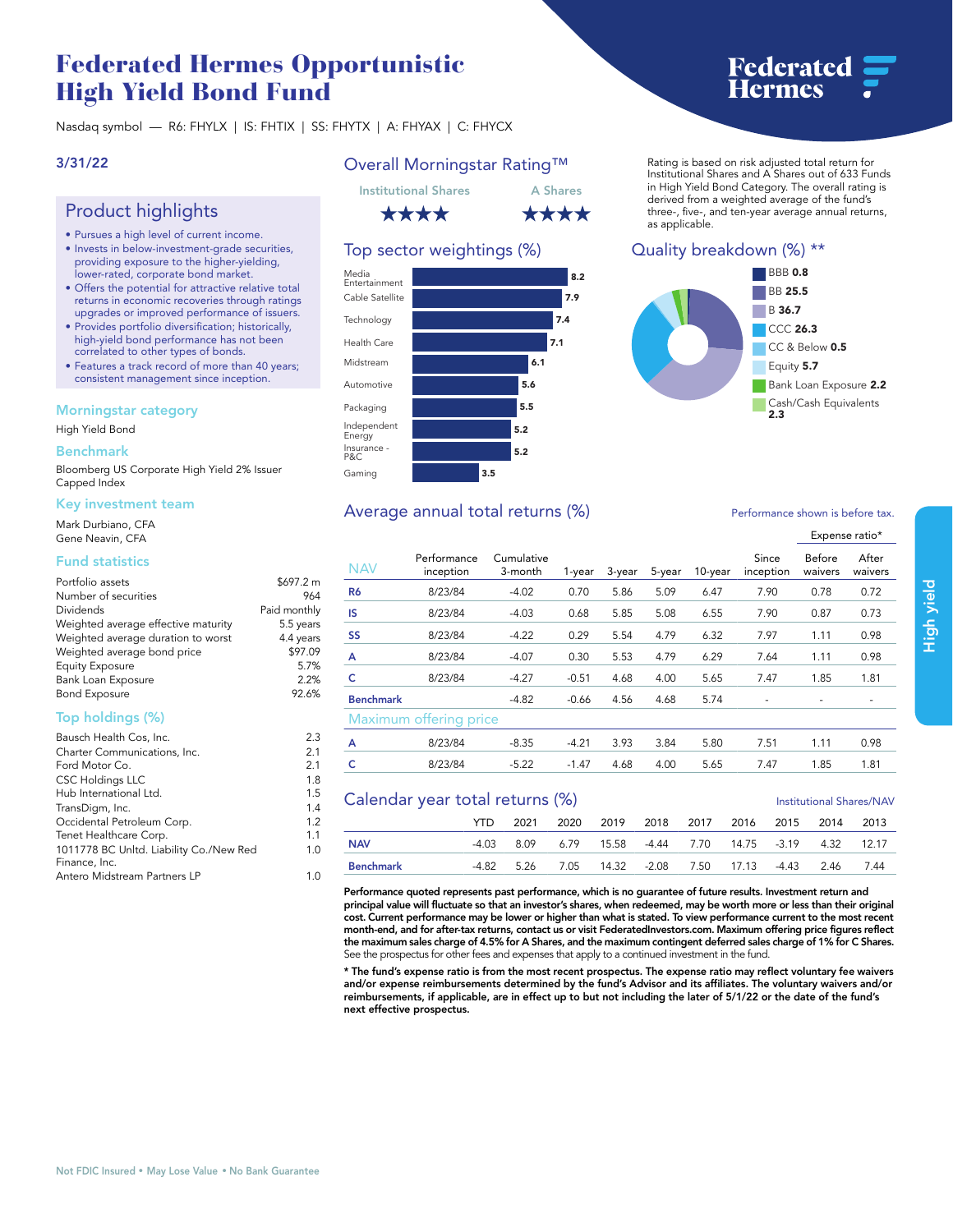# Federated Hermes Opportunistic High Yield Bond Fund

Federated Hermes

Nasdaq symbol — R6: FHYLX | IS: FHTIX | SS: FHYTX | A: FHYAX | C: FHYCX

3/31/22

## Product highlights

- Pursues a high level of current income.
- Invests in below-investment-grade securities, providing exposure to the higher-yielding, lower-rated, corporate bond market.
- Offers the potential for attractive relative total returns in economic recoveries through ratings upgrades or improved performance of issuers.
- Provides portfolio diversification; historically, high-yield bond performance has not been correlated to other types of bonds.
- Features a track record of more than 40 years; consistent management since inception.

### Morningstar category

High Yield Bond

### Benchmark

Bloomberg US Corporate High Yield 2% Issuer Capped Index

### Key investment team

Mark Durbiano, CFA
Gene Neavin, CFA

### Fund statistics

| | |
|---|---|
| Portfolio assets | $697.2 m |
| Number of securities | 964 |
| Dividends | Paid monthly |
| Weighted average effective maturity | 5.5 years |
| Weighted average duration to worst | 4.4 years |
| Weighted average bond price | $97.09 |
| Equity Exposure | 5.7% |
| Bank Loan Exposure | 2.2% |
| Bond Exposure | 92.6% |

### Top holdings (%)

| | |
|---|---|
| Bausch Health Cos, Inc. | 2.3 |
| Charter Communications, Inc. | 2.1 |
| Ford Motor Co. | 2.1 |
| CSC Holdings LLC | 1.8 |
| Hub International Ltd. | 1.5 |
| TransDigm, Inc. | 1.4 |
| Occidental Petroleum Corp. | 1.2 |
| Tenet Healthcare Corp. | 1.1 |
| 1011778 BC Unltd. Liability Co./New Red Finance, Inc. | 1.0 |
| Antero Midstream Partners LP | 1.0 |

## Overall Morningstar Rating™

| Institutional Shares | A Shares |
|---|---|
| ★★★★ | ★★★★ |

Rating is based on risk adjusted total return for Institutional Shares and A Shares out of 633 Funds in High Yield Bond Category. The overall rating is derived from a weighted average of the fund's three-, five-, and ten-year average annual returns, as applicable.

## Top sector weightings (%)

| Sector | % |
|---|---|
| Media Entertainment | 8.2 |
| Cable Satellite | 7.9 |
| Technology | 7.4 |
| Health Care | 7.1 |
| Midstream | 6.1 |
| Automotive | 5.6 |
| Packaging | 5.5 |
| Independent Energy | 5.2 |
| Insurance - P&C | 5.2 |
| Gaming | 3.5 |

## Quality breakdown (%) **

| Quality | % |
|---|---|
| BBB | 0.8 |
| BB | 25.5 |
| B | 36.7 |
| CCC | 26.3 |
| CC & Below | 0.5 |
| Equity | 5.7 |
| Bank Loan Exposure | 2.2 |
| Cash/Cash Equivalents | 2.3 |

## Average annual total returns (%)

Performance shown is before tax.

| NAV | Performance inception | Cumulative 3-month | 1-year | 3-year | 5-year | 10-year | Since inception | Expense ratio* Before waivers | Expense ratio* After waivers |
|---|---|---|---|---|---|---|---|---|---|
| R6 | 8/23/84 | -4.02 | 0.70 | 5.86 | 5.09 | 6.47 | 7.90 | 0.78 | 0.72 |
| IS | 8/23/84 | -4.03 | 0.68 | 5.85 | 5.08 | 6.55 | 7.90 | 0.87 | 0.73 |
| SS | 8/23/84 | -4.22 | 0.29 | 5.54 | 4.79 | 6.32 | 7.97 | 1.11 | 0.98 |
| A | 8/23/84 | -4.07 | 0.30 | 5.53 | 4.79 | 6.29 | 7.64 | 1.11 | 0.98 |
| C | 8/23/84 | -4.27 | -0.51 | 4.68 | 4.00 | 5.65 | 7.47 | 1.85 | 1.81 |
| Benchmark | | -4.82 | -0.66 | 4.56 | 4.68 | 5.74 | - | - | - |
| **Maximum offering price** | | | | | | | | | |
| A | 8/23/84 | -8.35 | -4.21 | 3.93 | 3.84 | 5.80 | 7.51 | 1.11 | 0.98 |
| C | 8/23/84 | -5.22 | -1.47 | 4.68 | 4.00 | 5.65 | 7.47 | 1.85 | 1.81 |

## Calendar year total returns (%)

Institutional Shares/NAV

| | YTD | 2021 | 2020 | 2019 | 2018 | 2017 | 2016 | 2015 | 2014 | 2013 |
|---|---|---|---|---|---|---|---|---|---|---|
| NAV | -4.03 | 8.09 | 6.79 | 15.58 | -4.44 | 7.70 | 14.75 | -3.19 | 4.32 | 12.17 |
| Benchmark | -4.82 | 5.26 | 7.05 | 14.32 | -2.08 | 7.50 | 17.13 | -4.43 | 2.46 | 7.44 |

**Performance quoted represents past performance, which is no guarantee of future results. Investment return and principal value will fluctuate so that an investor's shares, when redeemed, may be worth more or less than their original cost. Current performance may be lower or higher than what is stated. To view performance current to the most recent month-end, and for after-tax returns, contact us or visit FederatedInvestors.com. Maximum offering price figures reflect the maximum sales charge of 4.5% for A Shares, and the maximum contingent deferred sales charge of 1% for C Shares.** See the prospectus for other fees and expenses that apply to a continued investment in the fund.

**\* The fund's expense ratio is from the most recent prospectus. The expense ratio may reflect voluntary fee waivers and/or expense reimbursements determined by the fund's Advisor and its affiliates. The voluntary waivers and/or reimbursements, if applicable, are in effect up to but not including the later of 5/1/22 or the date of the fund's next effective prospectus.**

High yield

Not FDIC Insured • May Lose Value • No Bank Guarantee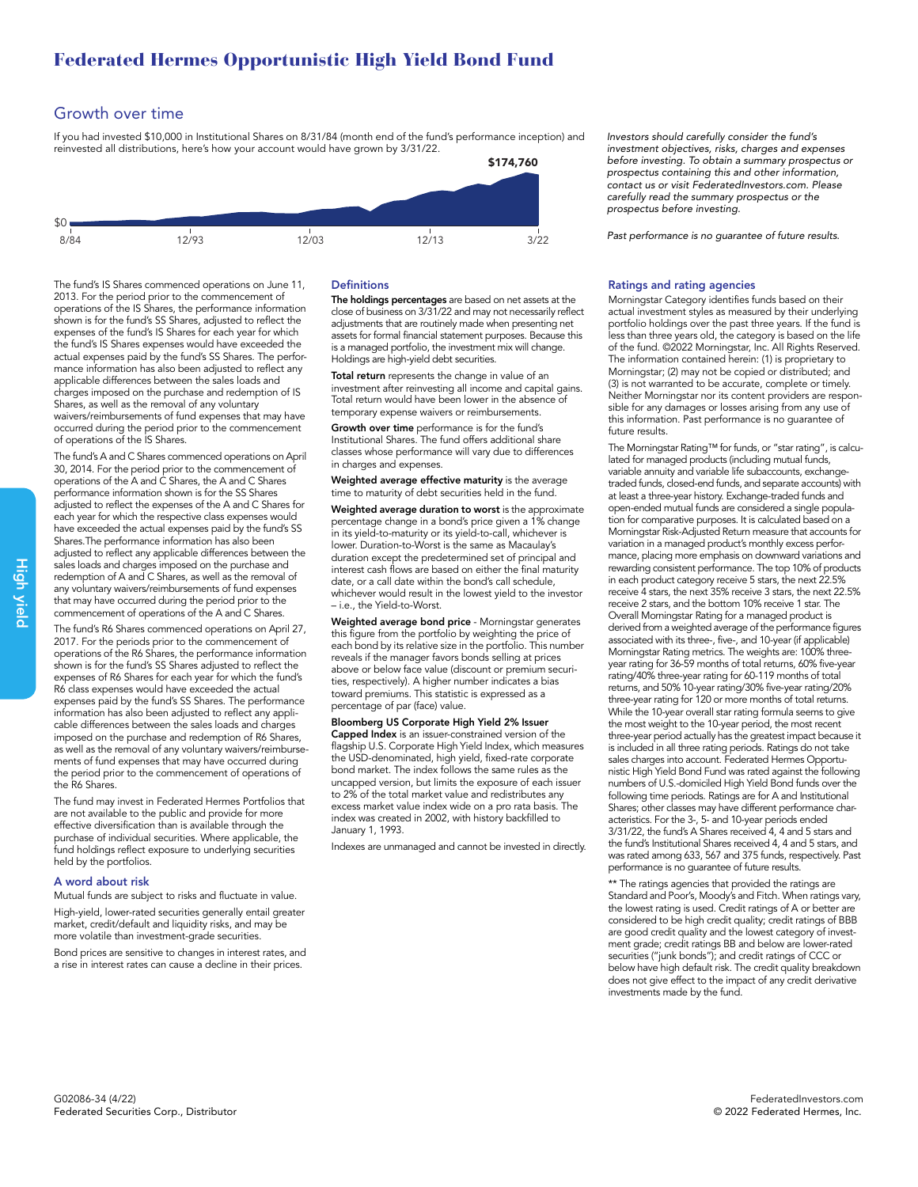# Federated Hermes Opportunistic High Yield Bond Fund

## Growth over time

If you had invested $10,000 in Institutional Shares on 8/31/84 (month end of the fund's performance inception) and reinvested all distributions, here's how your account would have grown by 3/31/22.

$174,760

$0

8/84

12/93

12/03

12/13

3/22

*Investors should carefully consider the fund's investment objectives, risks, charges and expenses before investing. To obtain a summary prospectus or prospectus containing this and other information, contact us or visit FederatedInvestors.com. Please carefully read the summary prospectus or the prospectus before investing.*

*Past performance is no guarantee of future results.*

The fund's IS Shares commenced operations on June 11, 2013. For the period prior to the commencement of operations of the IS Shares, the performance information shown is for the fund's SS Shares, adjusted to reflect the expenses of the fund's IS Shares for each year for which the fund's IS Shares expenses would have exceeded the actual expenses paid by the fund's SS Shares. The performance information has also been adjusted to reflect any applicable differences between the sales loads and charges imposed on the purchase and redemption of IS Shares, as well as the removal of any voluntary waivers/reimbursements of fund expenses that may have occurred during the period prior to the commencement of operations of the IS Shares.

The fund's A and C Shares commenced operations on April 30, 2014. For the period prior to the commencement of operations of the A and C Shares, the A and C Shares performance information shown is for the SS Shares adjusted to reflect the expenses of the A and C Shares for each year for which the respective class expenses would have exceeded the actual expenses paid by the fund's SS Shares.The performance information has also been adjusted to reflect any applicable differences between the sales loads and charges imposed on the purchase and redemption of A and C Shares, as well as the removal of any voluntary waivers/reimbursements of fund expenses that may have occurred during the period prior to the commencement of operations of the A and C Shares.

The fund's R6 Shares commenced operations on April 27, 2017. For the periods prior to the commencement of operations of the R6 Shares, the performance information shown is for the fund's SS Shares adjusted to reflect the expenses of R6 Shares for each year for which the fund's R6 class expenses would have exceeded the actual expenses paid by the fund's SS Shares. The performance information has also been adjusted to reflect any applicable differences between the sales loads and charges imposed on the purchase and redemption of R6 Shares, as well as the removal of any voluntary waivers/reimbursements of fund expenses that may have occurred during the period prior to the commencement of operations of the R6 Shares.

The fund may invest in Federated Hermes Portfolios that are not available to the public and provide for more effective diversification than is available through the purchase of individual securities. Where applicable, the fund holdings reflect exposure to underlying securities held by the portfolios.

### A word about risk

Mutual funds are subject to risks and fluctuate in value.

High-yield, lower-rated securities generally entail greater market, credit/default and liquidity risks, and may be more volatile than investment-grade securities.

Bond prices are sensitive to changes in interest rates, and a rise in interest rates can cause a decline in their prices.

### Definitions

**The holdings percentages** are based on net assets at the close of business on 3/31/22 and may not necessarily reflect adjustments that are routinely made when presenting net assets for formal financial statement purposes. Because this is a managed portfolio, the investment mix will change. Holdings are high-yield debt securities.

**Total return** represents the change in value of an investment after reinvesting all income and capital gains. Total return would have been lower in the absence of temporary expense waivers or reimbursements.

**Growth over time** performance is for the fund's Institutional Shares. The fund offers additional share classes whose performance will vary due to differences in charges and expenses.

**Weighted average effective maturity** is the average time to maturity of debt securities held in the fund.

**Weighted average duration to worst** is the approximate percentage change in a bond's price given a 1% change in its yield-to-maturity or its yield-to-call, whichever is lower. Duration-to-Worst is the same as Macaulay's duration except the predetermined set of principal and interest cash flows are based on either the final maturity date, or a call date within the bond's call schedule, whichever would result in the lowest yield to the investor – i.e., the Yield-to-Worst.

**Weighted average bond price** - Morningstar generates this figure from the portfolio by weighting the price of each bond by its relative size in the portfolio. This number reveals if the manager favors bonds selling at prices above or below face value (discount or premium securities, respectively). A higher number indicates a bias toward premiums. This statistic is expressed as a percentage of par (face) value.

**Bloomberg US Corporate High Yield 2% Issuer Capped Index** is an issuer-constrained version of the flagship U.S. Corporate High Yield Index, which measures the USD-denominated, high yield, fixed-rate corporate bond market. The index follows the same rules as the uncapped version, but limits the exposure of each issuer to 2% of the total market value and redistributes any excess market value index wide on a pro rata basis. The index was created in 2002, with history backfilled to January 1, 1993.

Indexes are unmanaged and cannot be invested in directly.

### Ratings and rating agencies

Morningstar Category identifies funds based on their actual investment styles as measured by their underlying portfolio holdings over the past three years. If the fund is less than three years old, the category is based on the life of the fund. ©2022 Morningstar, Inc. All Rights Reserved. The information contained herein: (1) is proprietary to Morningstar; (2) may not be copied or distributed; and (3) is not warranted to be accurate, complete or timely. Neither Morningstar nor its content providers are responsible for any damages or losses arising from any use of this information. Past performance is no guarantee of future results.

The Morningstar Rating™ for funds, or "star rating", is calculated for managed products (including mutual funds, variable annuity and variable life subaccounts, exchange-traded funds, closed-end funds, and separate accounts) with at least a three-year history. Exchange-traded funds and open-ended mutual funds are considered a single population for comparative purposes. It is calculated based on a Morningstar Risk-Adjusted Return measure that accounts for variation in a managed product's monthly excess performance, placing more emphasis on downward variations and rewarding consistent performance. The top 10% of products in each product category receive 5 stars, the next 22.5% receive 4 stars, the next 35% receive 3 stars, the next 22.5% receive 2 stars, and the bottom 10% receive 1 star. The Overall Morningstar Rating for a managed product is derived from a weighted average of the performance figures associated with its three-, five-, and 10-year (if applicable) Morningstar Rating metrics. The weights are: 100% three-year rating for 36-59 months of total returns, 60% five-year rating/40% three-year rating for 60-119 months of total returns, and 50% 10-year rating/30% five-year rating/20% three-year rating for 120 or more months of total returns. While the 10-year overall star rating formula seems to give the most weight to the 10-year period, the most recent three-year period actually has the greatest impact because it is included in all three rating periods. Ratings do not take sales charges into account. Federated Hermes Opportunistic High Yield Bond Fund was rated against the following numbers of U.S.-domiciled High Yield Bond funds over the following time periods. Ratings are for A and Institutional Shares; other classes may have different performance characteristics. For the 3-, 5- and 10-year periods ended 3/31/22, the fund's A Shares received 4, 4 and 5 stars and the fund's Institutional Shares received 4, 4 and 5 stars, and was rated among 633, 567 and 375 funds, respectively. Past performance is no guarantee of future results.

** The ratings agencies that provided the ratings are Standard and Poor's, Moody's and Fitch. When ratings vary, the lowest rating is used. Credit ratings of A or better are considered to be high credit quality; credit ratings of BBB are good credit quality and the lowest category of investment grade; credit ratings BB and below are lower-rated securities ("junk bonds"); and credit ratings of CCC or below have high default risk. The credit quality breakdown does not give effect to the impact of any credit derivative investments made by the fund.

G02086-34 (4/22)
Federated Securities Corp., Distributor

FederatedInvestors.com
© 2022 Federated Hermes, Inc.